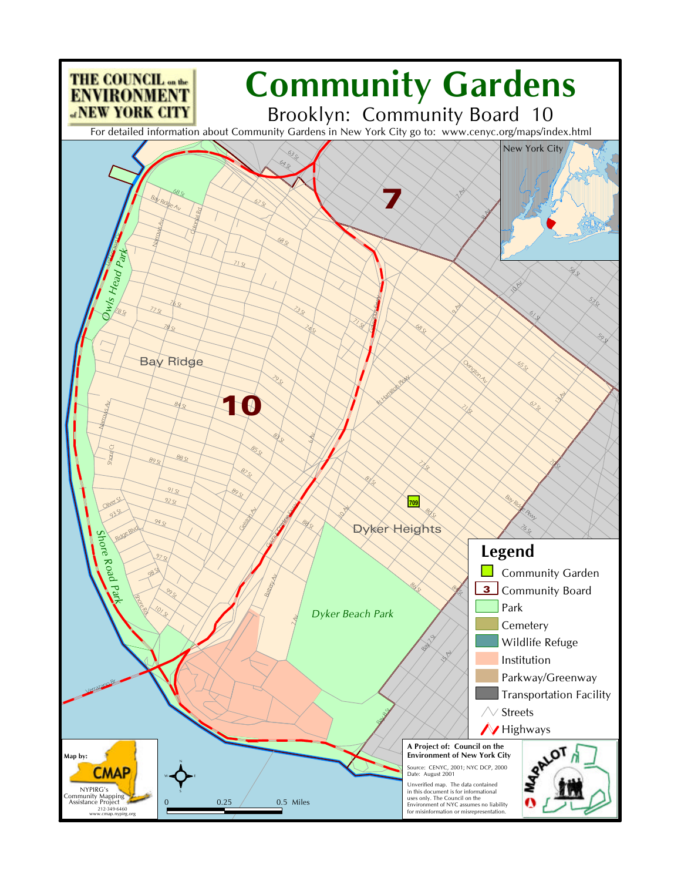# Community Gardens

## Brooklyn: Community Board 10

For detailed information about Community Gardens in New York City go to: www.cenyc.org/maps/index.html

THE COUNCIL on the ENVIRONMENT of NEW YORK CITY

New York City

Bay Ridge

Dyker Heights

Owls Head Park

Shore Road Park

Dyker Beach Park

7

10

709

## Legend

- Community Garden
- 3 Community Board
- Park
- Cemetery
- Wildlife Refuge
- Institution
- Parkway/Greenway
- Transportation Facility
- Streets
- Highways

0 — 0.25 — 0.5 Miles

Map by: CMAP

NYPIRG's Community Mapping Assistance Project
212-349-6460
www.cmap.nypirg.org

**A Project of: Council on the Environment of New York City**

Source: CENYC, 2001; NYC DCP, 2000
Date: August 2001

Unverified map. The data contained in this document is for informational uses only. The Council on the Environment of NYC assumes no liability for misinformation or misrepresentation.

MAPALOT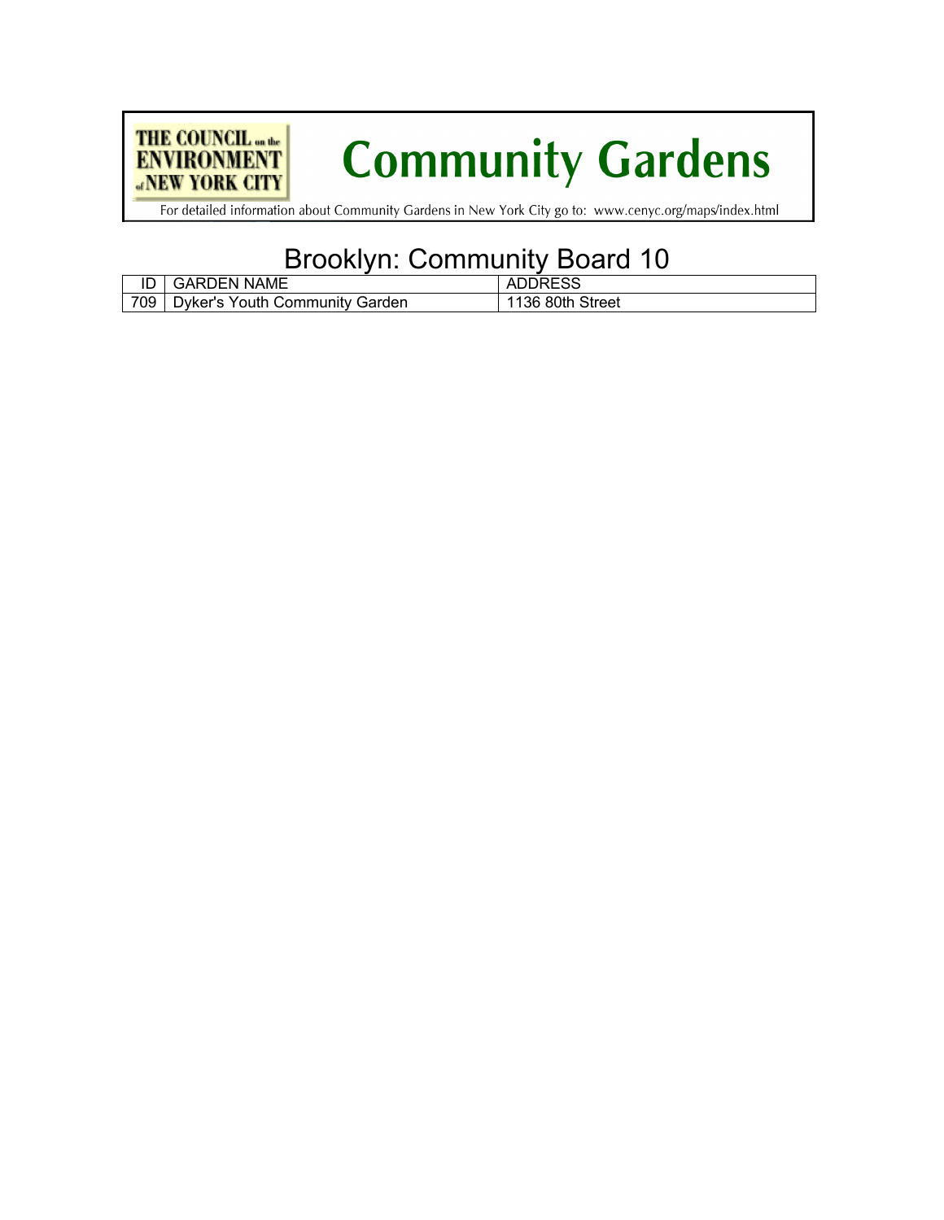THE COUNCIL on the ENVIRONMENT of NEW YORK CITY

# Community Gardens

For detailed information about Community Gardens in New York City go to: www.cenyc.org/maps/index.html

## Brooklyn: Community Board 10

| ID | GARDEN NAME | ADDRESS |
|---|---|---|
| 709 | Dyker's Youth Community Garden | 1136 80th Street |